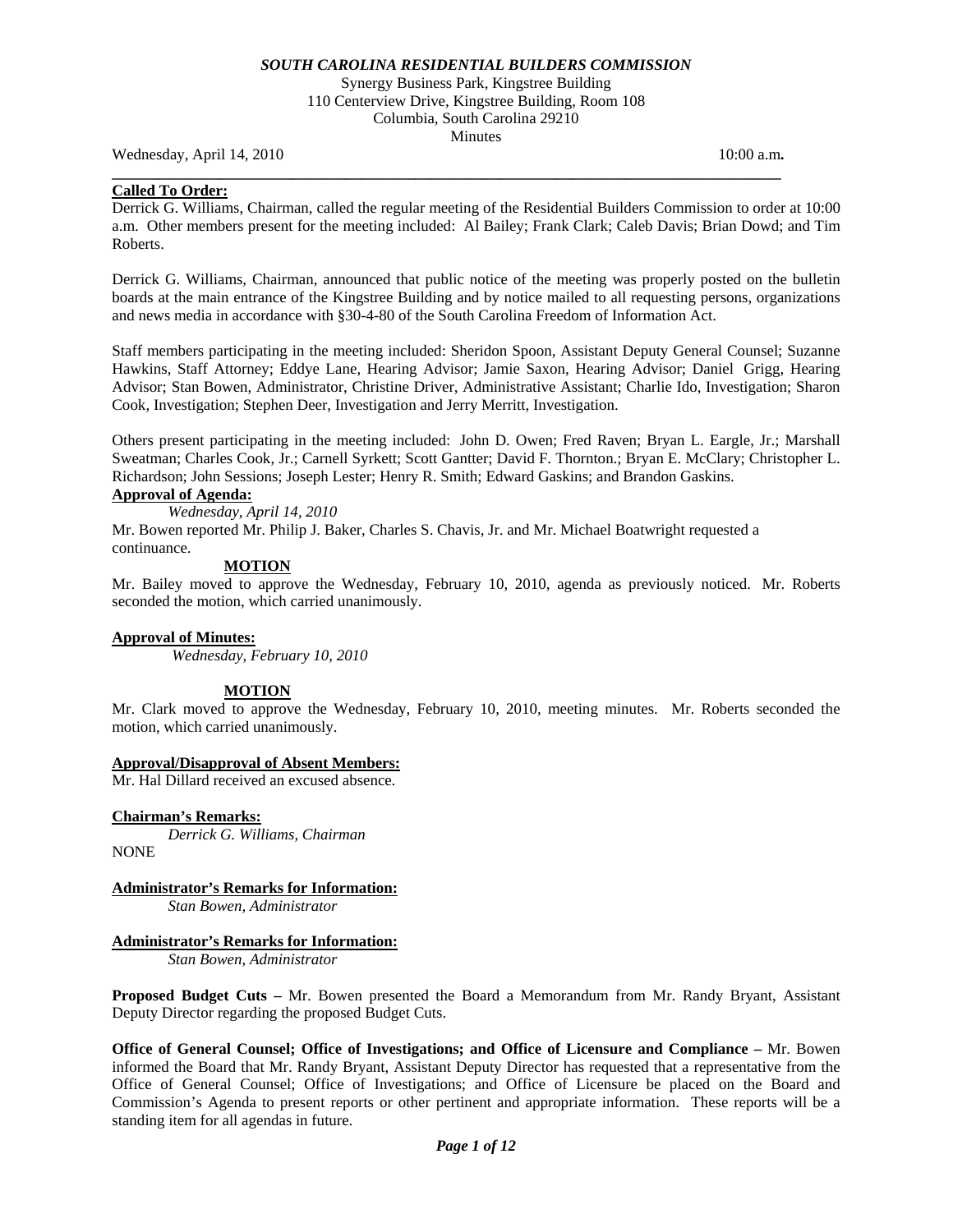***SOUTH CAROLINA RESIDENTIAL BUILDERS COMMISSION***

Synergy Business Park, Kingstree Building
110 Centerview Drive, Kingstree Building, Room 108
Columbia, South Carolina 29210
Minutes

Wednesday, April 14, 2010 10:00 a.m**.**

---

**Called To Order:**

Derrick G. Williams, Chairman, called the regular meeting of the Residential Builders Commission to order at 10:00 a.m. Other members present for the meeting included: Al Bailey; Frank Clark; Caleb Davis; Brian Dowd; and Tim Roberts.

Derrick G. Williams, Chairman, announced that public notice of the meeting was properly posted on the bulletin boards at the main entrance of the Kingstree Building and by notice mailed to all requesting persons, organizations and news media in accordance with §30-4-80 of the South Carolina Freedom of Information Act.

Staff members participating in the meeting included: Sheridon Spoon, Assistant Deputy General Counsel; Suzanne Hawkins, Staff Attorney; Eddye Lane, Hearing Advisor; Jamie Saxon, Hearing Advisor; Daniel Grigg, Hearing Advisor; Stan Bowen, Administrator, Christine Driver, Administrative Assistant; Charlie Ido, Investigation; Sharon Cook, Investigation; Stephen Deer, Investigation and Jerry Merritt, Investigation.

Others present participating in the meeting included: John D. Owen; Fred Raven; Bryan L. Eargle, Jr.; Marshall Sweatman; Charles Cook, Jr.; Carnell Syrkett; Scott Gantter; David F. Thornton.; Bryan E. McClary; Christopher L. Richardson; John Sessions; Joseph Lester; Henry R. Smith; Edward Gaskins; and Brandon Gaskins.

**Approval of Agenda:**

*Wednesday, April 14, 2010*

Mr. Bowen reported Mr. Philip J. Baker, Charles S. Chavis, Jr. and Mr. Michael Boatwright requested a continuance.

**MOTION**

Mr. Bailey moved to approve the Wednesday, February 10, 2010, agenda as previously noticed. Mr. Roberts seconded the motion, which carried unanimously.

**Approval of Minutes:**

*Wednesday, February 10, 2010*

**MOTION**

Mr. Clark moved to approve the Wednesday, February 10, 2010, meeting minutes. Mr. Roberts seconded the motion, which carried unanimously.

**Approval/Disapproval of Absent Members:**

Mr. Hal Dillard received an excused absence.

**Chairman's Remarks:**

*Derrick G. Williams, Chairman*

NONE

**Administrator's Remarks for Information:**

*Stan Bowen, Administrator*

**Administrator's Remarks for Information:**

*Stan Bowen, Administrator*

**Proposed Budget Cuts –** Mr. Bowen presented the Board a Memorandum from Mr. Randy Bryant, Assistant Deputy Director regarding the proposed Budget Cuts.

**Office of General Counsel; Office of Investigations; and Office of Licensure and Compliance –** Mr. Bowen informed the Board that Mr. Randy Bryant, Assistant Deputy Director has requested that a representative from the Office of General Counsel; Office of Investigations; and Office of Licensure be placed on the Board and Commission's Agenda to present reports or other pertinent and appropriate information. These reports will be a standing item for all agendas in future.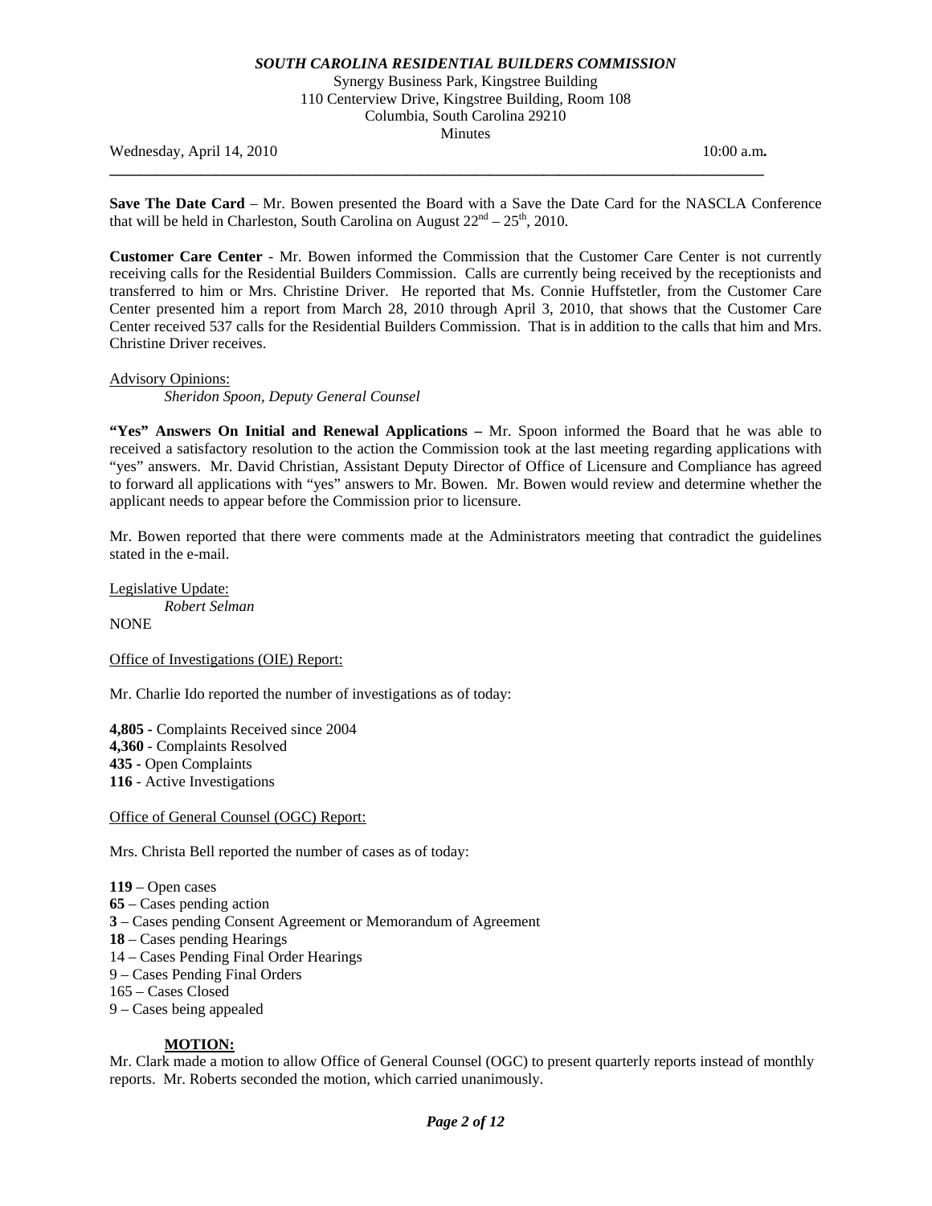**SOUTH CAROLINA RESIDENTIAL BUILDERS COMMISSION**

Synergy Business Park, Kingstree Building
110 Centerview Drive, Kingstree Building, Room 108
Columbia, South Carolina 29210
Minutes

Wednesday, April 14, 2010 10:00 a.m.

---

**Save The Date Card** – Mr. Bowen presented the Board with a Save the Date Card for the NASCLA Conference that will be held in Charleston, South Carolina on August 22nd – 25th, 2010.

**Customer Care Center** - Mr. Bowen informed the Commission that the Customer Care Center is not currently receiving calls for the Residential Builders Commission. Calls are currently being received by the receptionists and transferred to him or Mrs. Christine Driver. He reported that Ms. Connie Huffstetler, from the Customer Care Center presented him a report from March 28, 2010 through April 3, 2010, that shows that the Customer Care Center received 537 calls for the Residential Builders Commission. That is in addition to the calls that him and Mrs. Christine Driver receives.

Advisory Opinions:

*Sheridon Spoon, Deputy General Counsel*

**"Yes" Answers On Initial and Renewal Applications –** Mr. Spoon informed the Board that he was able to received a satisfactory resolution to the action the Commission took at the last meeting regarding applications with "yes" answers. Mr. David Christian, Assistant Deputy Director of Office of Licensure and Compliance has agreed to forward all applications with "yes" answers to Mr. Bowen. Mr. Bowen would review and determine whether the applicant needs to appear before the Commission prior to licensure.

Mr. Bowen reported that there were comments made at the Administrators meeting that contradict the guidelines stated in the e-mail.

Legislative Update:

*Robert Selman*

NONE

Office of Investigations (OIE) Report:

Mr. Charlie Ido reported the number of investigations as of today:

**4,805 -** Complaints Received since 2004
**4,360** - Complaints Resolved
**435 -** Open Complaints
**116** - Active Investigations

Office of General Counsel (OGC) Report:

Mrs. Christa Bell reported the number of cases as of today:

**119** – Open cases
**65** – Cases pending action
**3** – Cases pending Consent Agreement or Memorandum of Agreement
**18** – Cases pending Hearings
14 – Cases Pending Final Order Hearings
9 – Cases Pending Final Orders
165 – Cases Closed
9 – Cases being appealed

**MOTION:**

Mr. Clark made a motion to allow Office of General Counsel (OGC) to present quarterly reports instead of monthly reports. Mr. Roberts seconded the motion, which carried unanimously.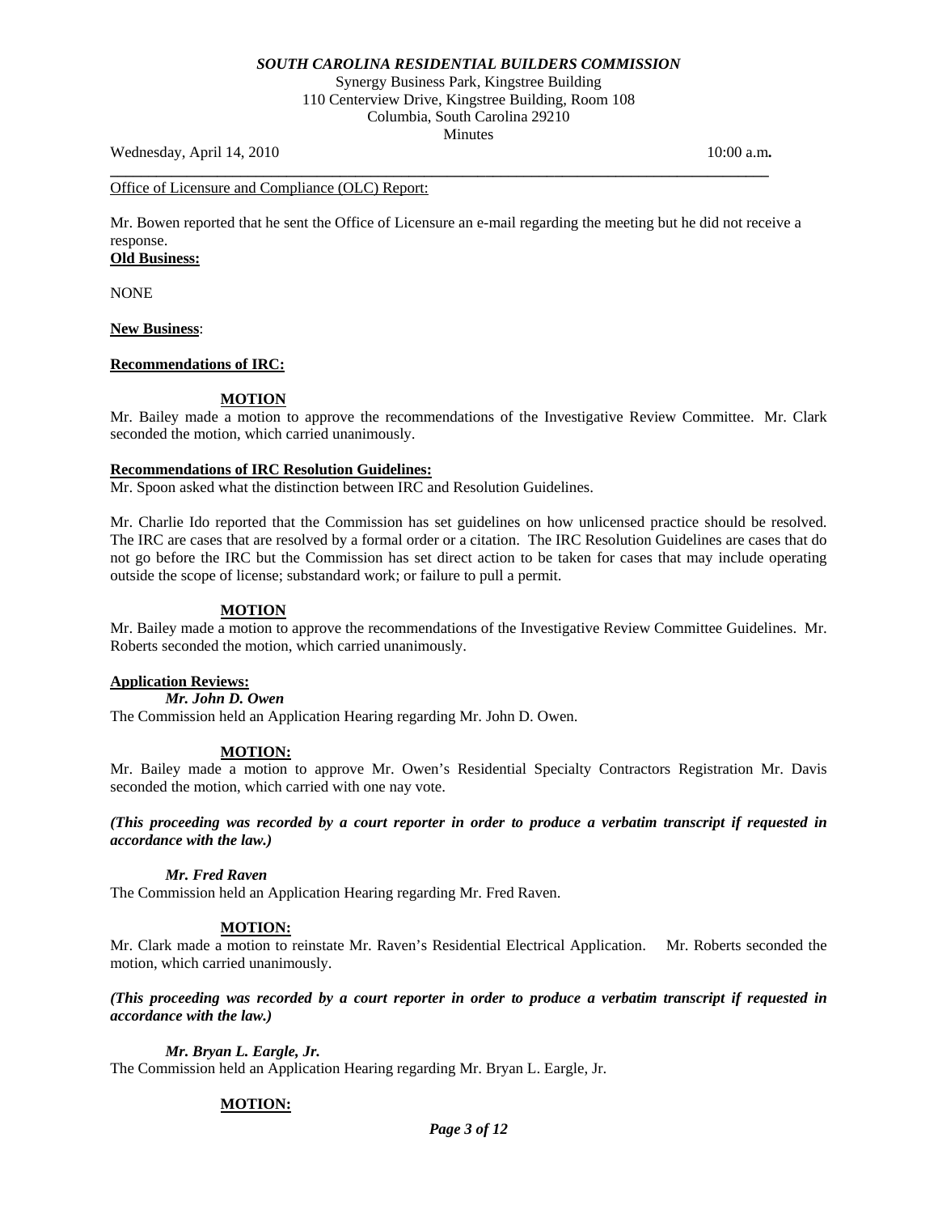Office of Licensure and Compliance (OLC) Report:

Mr. Bowen reported that he sent the Office of Licensure an e-mail regarding the meeting but he did not receive a response.

**Old Business:**

NONE

**New Business**:

**Recommendations of IRC:**

**MOTION**

Mr. Bailey made a motion to approve the recommendations of the Investigative Review Committee. Mr. Clark seconded the motion, which carried unanimously.

**Recommendations of IRC Resolution Guidelines:**

Mr. Spoon asked what the distinction between IRC and Resolution Guidelines.

Mr. Charlie Ido reported that the Commission has set guidelines on how unlicensed practice should be resolved. The IRC are cases that are resolved by a formal order or a citation. The IRC Resolution Guidelines are cases that do not go before the IRC but the Commission has set direct action to be taken for cases that may include operating outside the scope of license; substandard work; or failure to pull a permit.

**MOTION**

Mr. Bailey made a motion to approve the recommendations of the Investigative Review Committee Guidelines. Mr. Roberts seconded the motion, which carried unanimously.

**Application Reviews:**

***Mr. John D. Owen***

The Commission held an Application Hearing regarding Mr. John D. Owen.

**MOTION:**

Mr. Bailey made a motion to approve Mr. Owen's Residential Specialty Contractors Registration Mr. Davis seconded the motion, which carried with one nay vote.

***(This proceeding was recorded by a court reporter in order to produce a verbatim transcript if requested in accordance with the law.)***

***Mr. Fred Raven***

The Commission held an Application Hearing regarding Mr. Fred Raven.

**MOTION:**

Mr. Clark made a motion to reinstate Mr. Raven's Residential Electrical Application. Mr. Roberts seconded the motion, which carried unanimously.

***(This proceeding was recorded by a court reporter in order to produce a verbatim transcript if requested in accordance with the law.)***

***Mr. Bryan L. Eargle, Jr.***

The Commission held an Application Hearing regarding Mr. Bryan L. Eargle, Jr.

**MOTION:**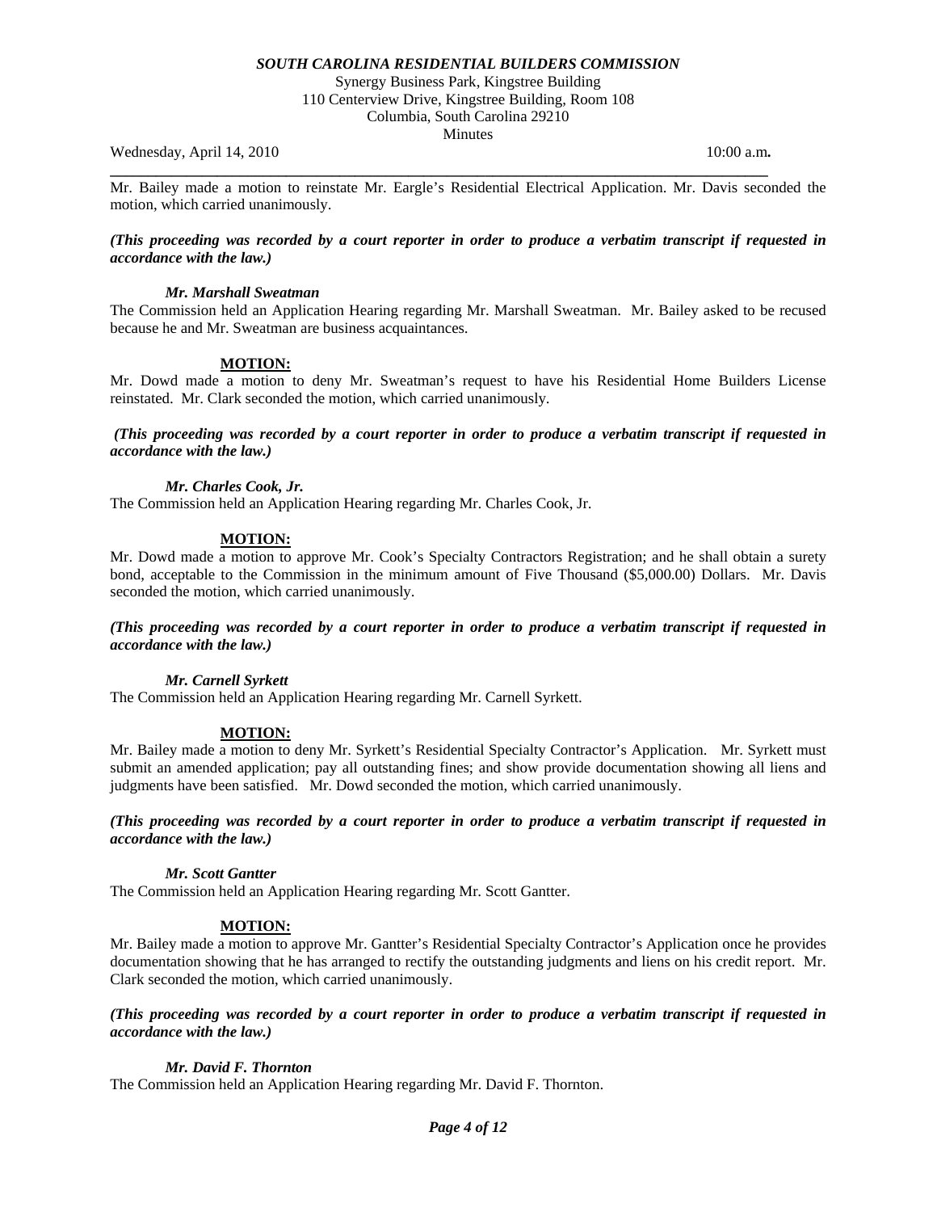Mr. Bailey made a motion to reinstate Mr. Eargle's Residential Electrical Application. Mr. Davis seconded the motion, which carried unanimously.

***(This proceeding was recorded by a court reporter in order to produce a verbatim transcript if requested in accordance with the law.)***

***Mr. Marshall Sweatman***

The Commission held an Application Hearing regarding Mr. Marshall Sweatman. Mr. Bailey asked to be recused because he and Mr. Sweatman are business acquaintances.

**MOTION:**

Mr. Dowd made a motion to deny Mr. Sweatman's request to have his Residential Home Builders License reinstated. Mr. Clark seconded the motion, which carried unanimously.

***(This proceeding was recorded by a court reporter in order to produce a verbatim transcript if requested in accordance with the law.)***

***Mr. Charles Cook, Jr.***

The Commission held an Application Hearing regarding Mr. Charles Cook, Jr.

**MOTION:**

Mr. Dowd made a motion to approve Mr. Cook's Specialty Contractors Registration; and he shall obtain a surety bond, acceptable to the Commission in the minimum amount of Five Thousand ($5,000.00) Dollars. Mr. Davis seconded the motion, which carried unanimously.

***(This proceeding was recorded by a court reporter in order to produce a verbatim transcript if requested in accordance with the law.)***

***Mr. Carnell Syrkett***

The Commission held an Application Hearing regarding Mr. Carnell Syrkett.

**MOTION:**

Mr. Bailey made a motion to deny Mr. Syrkett's Residential Specialty Contractor's Application. Mr. Syrkett must submit an amended application; pay all outstanding fines; and show provide documentation showing all liens and judgments have been satisfied. Mr. Dowd seconded the motion, which carried unanimously.

***(This proceeding was recorded by a court reporter in order to produce a verbatim transcript if requested in accordance with the law.)***

***Mr. Scott Gantter***

The Commission held an Application Hearing regarding Mr. Scott Gantter.

**MOTION:**

Mr. Bailey made a motion to approve Mr. Gantter's Residential Specialty Contractor's Application once he provides documentation showing that he has arranged to rectify the outstanding judgments and liens on his credit report. Mr. Clark seconded the motion, which carried unanimously.

***(This proceeding was recorded by a court reporter in order to produce a verbatim transcript if requested in accordance with the law.)***

***Mr. David F. Thornton***

The Commission held an Application Hearing regarding Mr. David F. Thornton.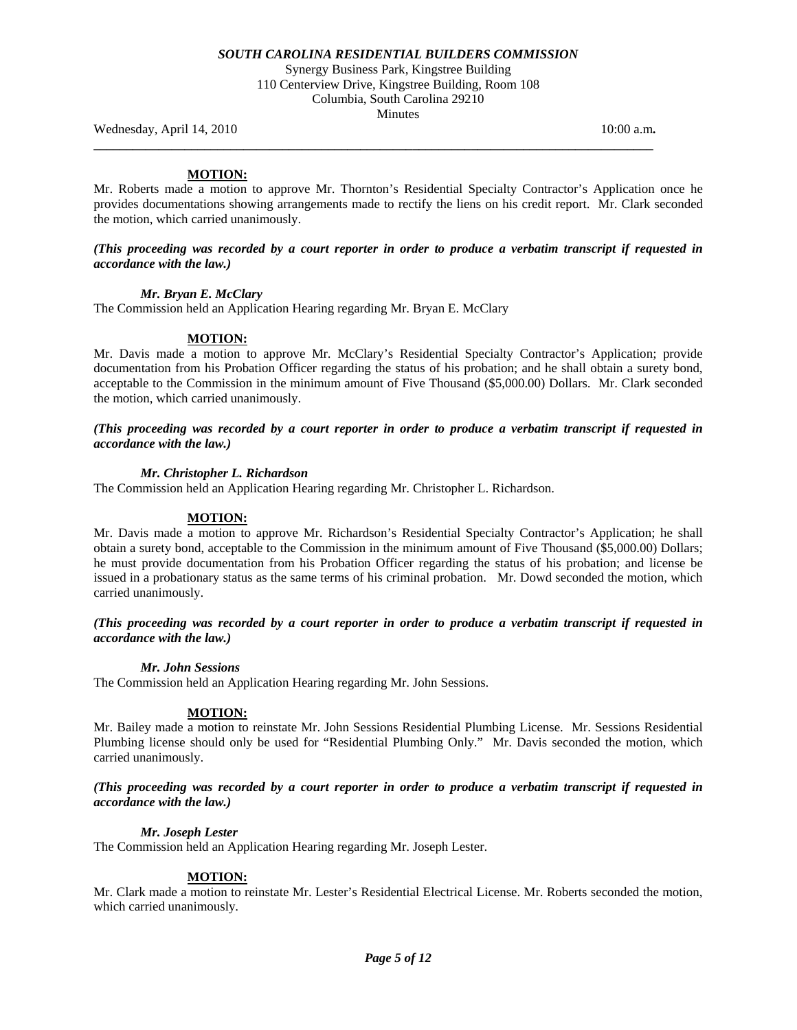**MOTION:**

Mr. Roberts made a motion to approve Mr. Thornton's Residential Specialty Contractor's Application once he provides documentations showing arrangements made to rectify the liens on his credit report. Mr. Clark seconded the motion, which carried unanimously.

***(This proceeding was recorded by a court reporter in order to produce a verbatim transcript if requested in accordance with the law.)***

***Mr. Bryan E. McClary***

The Commission held an Application Hearing regarding Mr. Bryan E. McClary

**MOTION:**

Mr. Davis made a motion to approve Mr. McClary's Residential Specialty Contractor's Application; provide documentation from his Probation Officer regarding the status of his probation; and he shall obtain a surety bond, acceptable to the Commission in the minimum amount of Five Thousand ($5,000.00) Dollars. Mr. Clark seconded the motion, which carried unanimously.

***(This proceeding was recorded by a court reporter in order to produce a verbatim transcript if requested in accordance with the law.)***

***Mr. Christopher L. Richardson***

The Commission held an Application Hearing regarding Mr. Christopher L. Richardson.

**MOTION:**

Mr. Davis made a motion to approve Mr. Richardson's Residential Specialty Contractor's Application; he shall obtain a surety bond, acceptable to the Commission in the minimum amount of Five Thousand ($5,000.00) Dollars; he must provide documentation from his Probation Officer regarding the status of his probation; and license be issued in a probationary status as the same terms of his criminal probation. Mr. Dowd seconded the motion, which carried unanimously.

***(This proceeding was recorded by a court reporter in order to produce a verbatim transcript if requested in accordance with the law.)***

***Mr. John Sessions***

The Commission held an Application Hearing regarding Mr. John Sessions.

**MOTION:**

Mr. Bailey made a motion to reinstate Mr. John Sessions Residential Plumbing License. Mr. Sessions Residential Plumbing license should only be used for "Residential Plumbing Only." Mr. Davis seconded the motion, which carried unanimously.

***(This proceeding was recorded by a court reporter in order to produce a verbatim transcript if requested in accordance with the law.)***

***Mr. Joseph Lester***

The Commission held an Application Hearing regarding Mr. Joseph Lester.

**MOTION:**

Mr. Clark made a motion to reinstate Mr. Lester's Residential Electrical License. Mr. Roberts seconded the motion, which carried unanimously.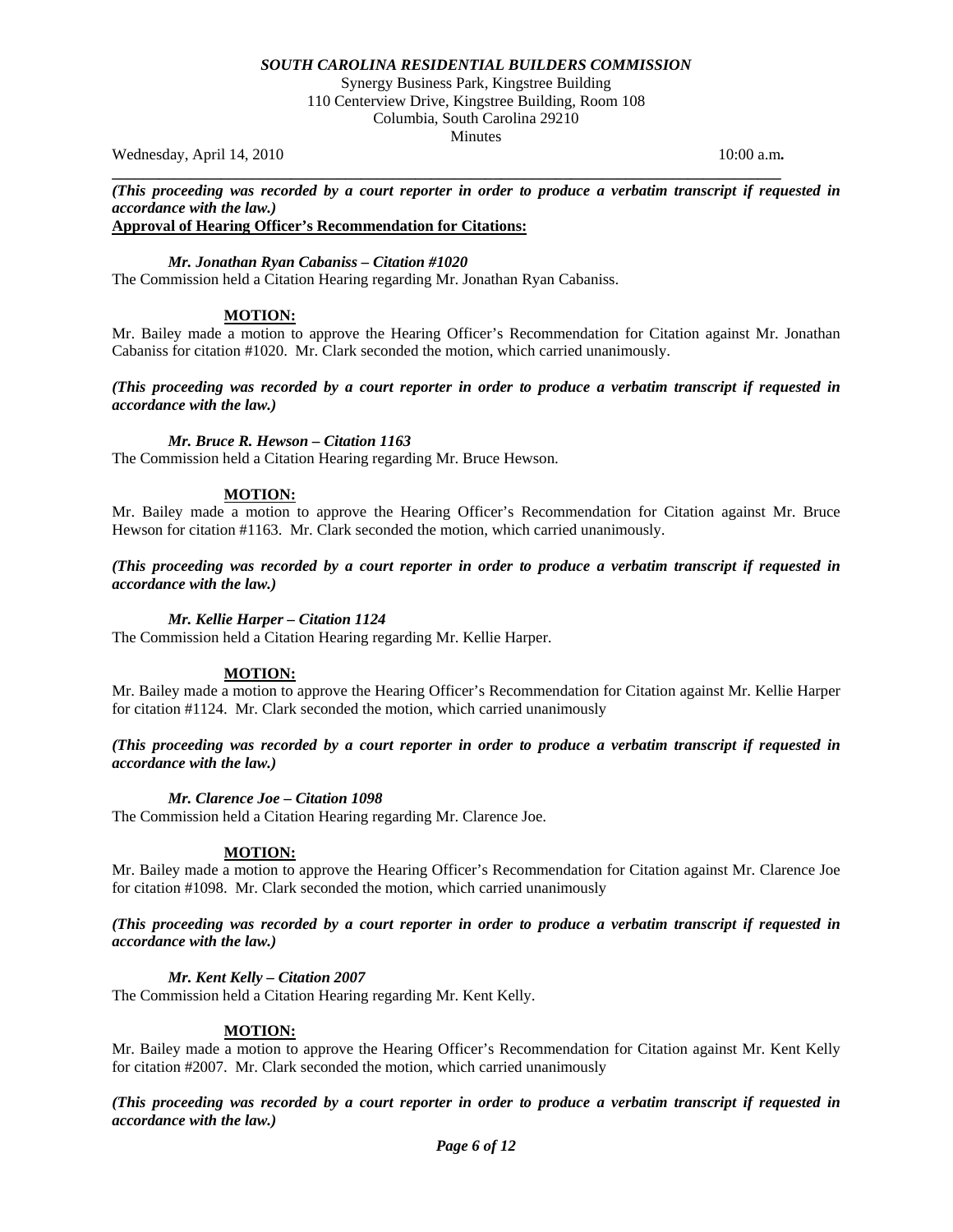*SOUTH CAROLINA RESIDENTIAL BUILDERS COMMISSION*

Synergy Business Park, Kingstree Building
110 Centerview Drive, Kingstree Building, Room 108
Columbia, South Carolina 29210
Minutes

Wednesday, April 14, 2010 10:00 a.m**.**

***(This proceeding was recorded by a court reporter in order to produce a verbatim transcript if requested in accordance with the law.)***

**Approval of Hearing Officer's Recommendation for Citations:**

***Mr. Jonathan Ryan Cabaniss – Citation #1020***

The Commission held a Citation Hearing regarding Mr. Jonathan Ryan Cabaniss.

**MOTION:**

Mr. Bailey made a motion to approve the Hearing Officer's Recommendation for Citation against Mr. Jonathan Cabaniss for citation #1020. Mr. Clark seconded the motion, which carried unanimously.

***(This proceeding was recorded by a court reporter in order to produce a verbatim transcript if requested in accordance with the law.)***

***Mr. Bruce R. Hewson – Citation 1163***

The Commission held a Citation Hearing regarding Mr. Bruce Hewson.

**MOTION:**

Mr. Bailey made a motion to approve the Hearing Officer's Recommendation for Citation against Mr. Bruce Hewson for citation #1163. Mr. Clark seconded the motion, which carried unanimously.

***(This proceeding was recorded by a court reporter in order to produce a verbatim transcript if requested in accordance with the law.)***

***Mr. Kellie Harper – Citation 1124***

The Commission held a Citation Hearing regarding Mr. Kellie Harper.

**MOTION:**

Mr. Bailey made a motion to approve the Hearing Officer's Recommendation for Citation against Mr. Kellie Harper for citation #1124. Mr. Clark seconded the motion, which carried unanimously

***(This proceeding was recorded by a court reporter in order to produce a verbatim transcript if requested in accordance with the law.)***

***Mr. Clarence Joe – Citation 1098***

The Commission held a Citation Hearing regarding Mr. Clarence Joe.

**MOTION:**

Mr. Bailey made a motion to approve the Hearing Officer's Recommendation for Citation against Mr. Clarence Joe for citation #1098. Mr. Clark seconded the motion, which carried unanimously

***(This proceeding was recorded by a court reporter in order to produce a verbatim transcript if requested in accordance with the law.)***

***Mr. Kent Kelly – Citation 2007***

The Commission held a Citation Hearing regarding Mr. Kent Kelly.

**MOTION:**

Mr. Bailey made a motion to approve the Hearing Officer's Recommendation for Citation against Mr. Kent Kelly for citation #2007. Mr. Clark seconded the motion, which carried unanimously

***(This proceeding was recorded by a court reporter in order to produce a verbatim transcript if requested in accordance with the law.)***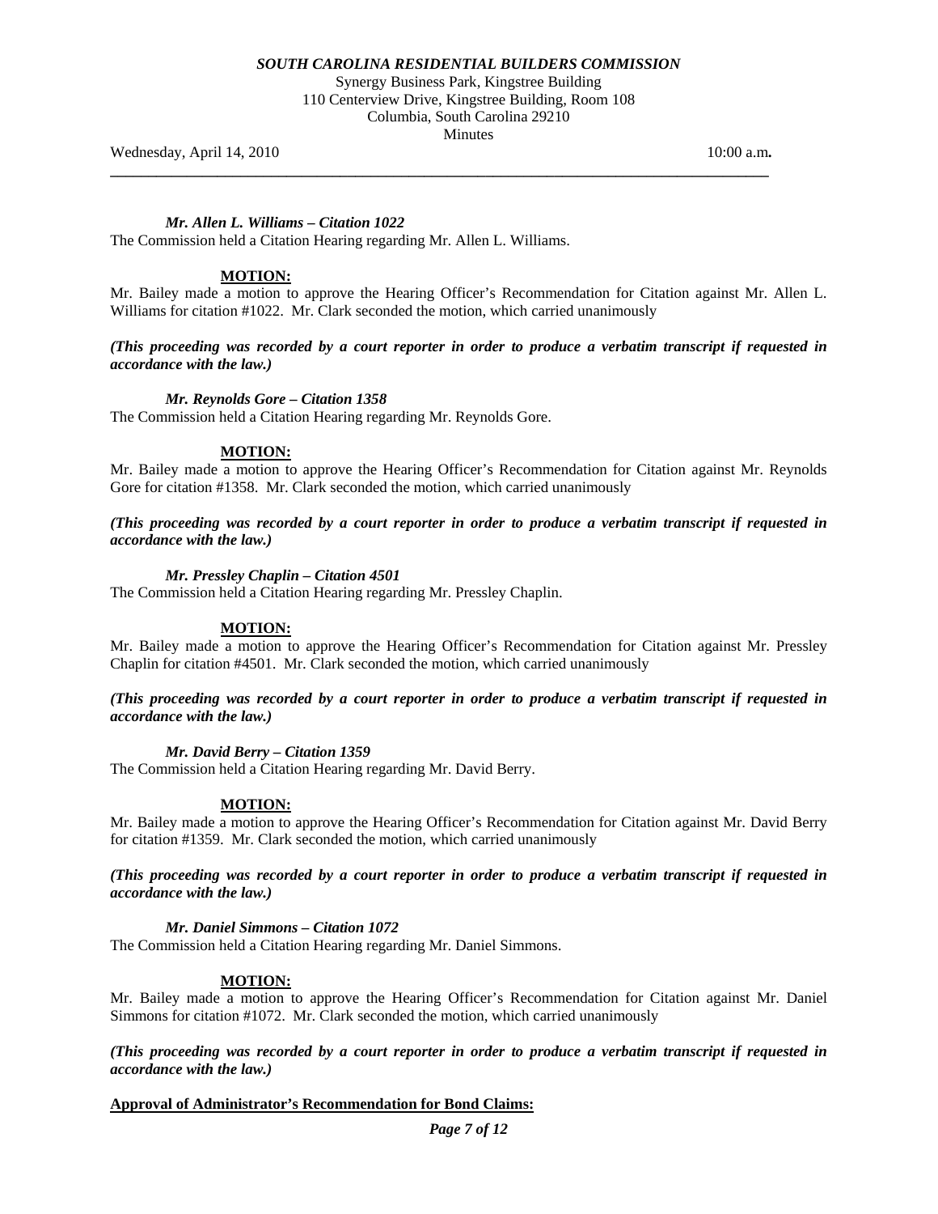***Mr. Allen L. Williams – Citation 1022***

The Commission held a Citation Hearing regarding Mr. Allen L. Williams.

**MOTION:**

Mr. Bailey made a motion to approve the Hearing Officer's Recommendation for Citation against Mr. Allen L. Williams for citation #1022. Mr. Clark seconded the motion, which carried unanimously

***(This proceeding was recorded by a court reporter in order to produce a verbatim transcript if requested in accordance with the law.)***

***Mr. Reynolds Gore – Citation 1358***

The Commission held a Citation Hearing regarding Mr. Reynolds Gore.

**MOTION:**

Mr. Bailey made a motion to approve the Hearing Officer's Recommendation for Citation against Mr. Reynolds Gore for citation #1358. Mr. Clark seconded the motion, which carried unanimously

***(This proceeding was recorded by a court reporter in order to produce a verbatim transcript if requested in accordance with the law.)***

***Mr. Pressley Chaplin – Citation 4501***

The Commission held a Citation Hearing regarding Mr. Pressley Chaplin.

**MOTION:**

Mr. Bailey made a motion to approve the Hearing Officer's Recommendation for Citation against Mr. Pressley Chaplin for citation #4501. Mr. Clark seconded the motion, which carried unanimously

***(This proceeding was recorded by a court reporter in order to produce a verbatim transcript if requested in accordance with the law.)***

***Mr. David Berry – Citation 1359***

The Commission held a Citation Hearing regarding Mr. David Berry.

**MOTION:**

Mr. Bailey made a motion to approve the Hearing Officer's Recommendation for Citation against Mr. David Berry for citation #1359. Mr. Clark seconded the motion, which carried unanimously

***(This proceeding was recorded by a court reporter in order to produce a verbatim transcript if requested in accordance with the law.)***

***Mr. Daniel Simmons – Citation 1072***

The Commission held a Citation Hearing regarding Mr. Daniel Simmons.

**MOTION:**

Mr. Bailey made a motion to approve the Hearing Officer's Recommendation for Citation against Mr. Daniel Simmons for citation #1072. Mr. Clark seconded the motion, which carried unanimously

***(This proceeding was recorded by a court reporter in order to produce a verbatim transcript if requested in accordance with the law.)***

**Approval of Administrator's Recommendation for Bond Claims:**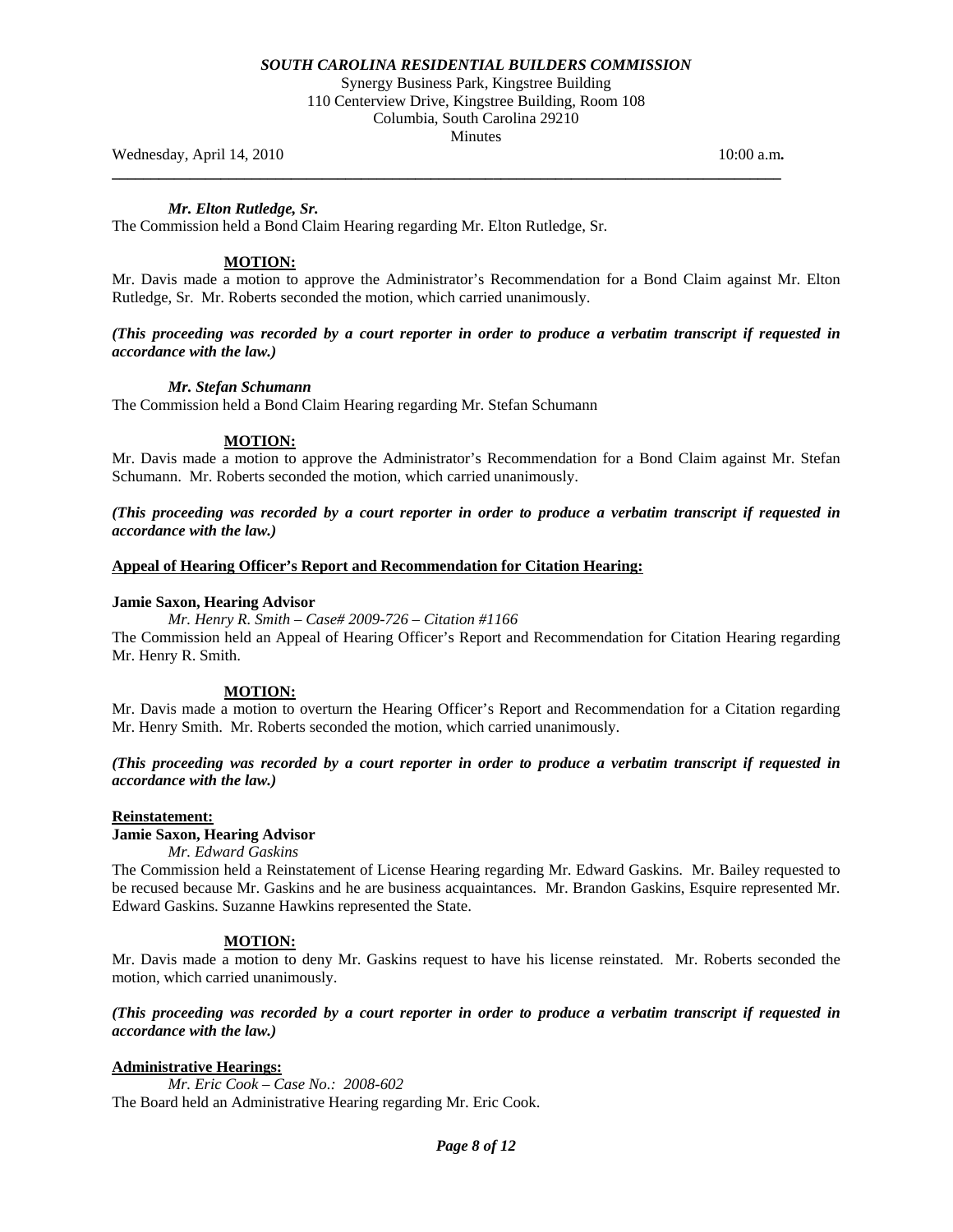*Mr. Elton Rutledge, Sr.*

The Commission held a Bond Claim Hearing regarding Mr. Elton Rutledge, Sr.

**MOTION:**

Mr. Davis made a motion to approve the Administrator's Recommendation for a Bond Claim against Mr. Elton Rutledge, Sr. Mr. Roberts seconded the motion, which carried unanimously.

***(This proceeding was recorded by a court reporter in order to produce a verbatim transcript if requested in accordance with the law.)***

*Mr. Stefan Schumann*

The Commission held a Bond Claim Hearing regarding Mr. Stefan Schumann

**MOTION:**

Mr. Davis made a motion to approve the Administrator's Recommendation for a Bond Claim against Mr. Stefan Schumann. Mr. Roberts seconded the motion, which carried unanimously.

***(This proceeding was recorded by a court reporter in order to produce a verbatim transcript if requested in accordance with the law.)***

**Appeal of Hearing Officer's Report and Recommendation for Citation Hearing:**

**Jamie Saxon, Hearing Advisor**

*Mr. Henry R. Smith – Case# 2009-726 – Citation #1166*

The Commission held an Appeal of Hearing Officer's Report and Recommendation for Citation Hearing regarding Mr. Henry R. Smith.

**MOTION:**

Mr. Davis made a motion to overturn the Hearing Officer's Report and Recommendation for a Citation regarding Mr. Henry Smith. Mr. Roberts seconded the motion, which carried unanimously.

***(This proceeding was recorded by a court reporter in order to produce a verbatim transcript if requested in accordance with the law.)***

**Reinstatement:**

**Jamie Saxon, Hearing Advisor**

*Mr. Edward Gaskins*

The Commission held a Reinstatement of License Hearing regarding Mr. Edward Gaskins. Mr. Bailey requested to be recused because Mr. Gaskins and he are business acquaintances. Mr. Brandon Gaskins, Esquire represented Mr. Edward Gaskins. Suzanne Hawkins represented the State.

**MOTION:**

Mr. Davis made a motion to deny Mr. Gaskins request to have his license reinstated. Mr. Roberts seconded the motion, which carried unanimously.

***(This proceeding was recorded by a court reporter in order to produce a verbatim transcript if requested in accordance with the law.)***

**Administrative Hearings:**

*Mr. Eric Cook – Case No.: 2008-602*

The Board held an Administrative Hearing regarding Mr. Eric Cook.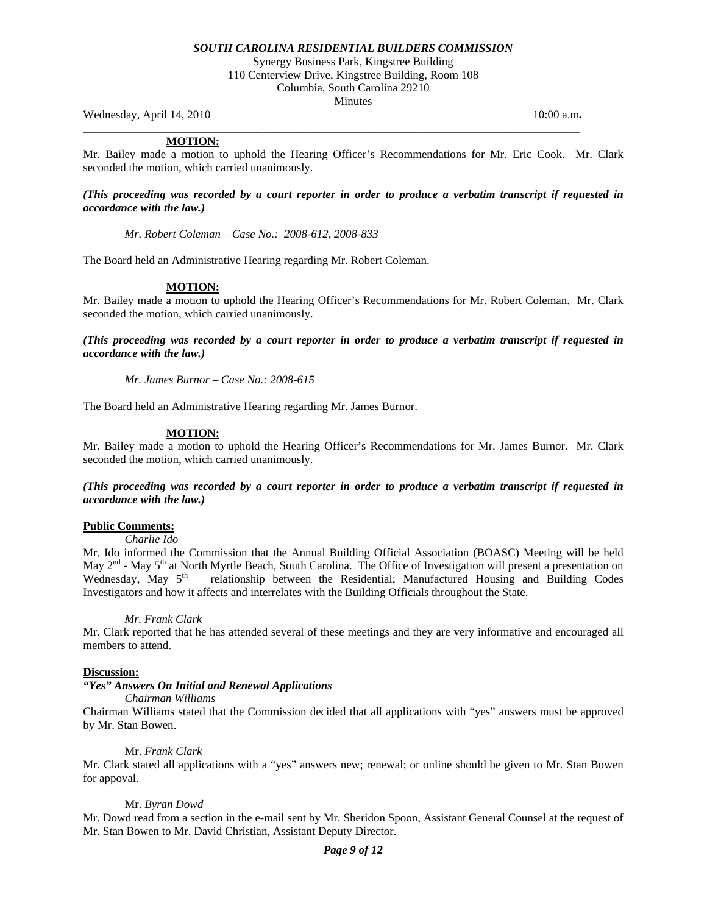**MOTION:**

Mr. Bailey made a motion to uphold the Hearing Officer's Recommendations for Mr. Eric Cook. Mr. Clark seconded the motion, which carried unanimously.

***(This proceeding was recorded by a court reporter in order to produce a verbatim transcript if requested in accordance with the law.)***

*Mr. Robert Coleman – Case No.: 2008-612, 2008-833*

The Board held an Administrative Hearing regarding Mr. Robert Coleman.

**MOTION:**

Mr. Bailey made a motion to uphold the Hearing Officer's Recommendations for Mr. Robert Coleman. Mr. Clark seconded the motion, which carried unanimously.

***(This proceeding was recorded by a court reporter in order to produce a verbatim transcript if requested in accordance with the law.)***

*Mr. James Burnor – Case No.: 2008-615*

The Board held an Administrative Hearing regarding Mr. James Burnor.

**MOTION:**

Mr. Bailey made a motion to uphold the Hearing Officer's Recommendations for Mr. James Burnor. Mr. Clark seconded the motion, which carried unanimously.

***(This proceeding was recorded by a court reporter in order to produce a verbatim transcript if requested in accordance with the law.)***

**Public Comments:**

*Charlie Ido*

Mr. Ido informed the Commission that the Annual Building Official Association (BOASC) Meeting will be held May 2nd - May 5th at North Myrtle Beach, South Carolina. The Office of Investigation will present a presentation on Wednesday, May 5th relationship between the Residential; Manufactured Housing and Building Codes Investigators and how it affects and interrelates with the Building Officials throughout the State.

*Mr. Frank Clark*

Mr. Clark reported that he has attended several of these meetings and they are very informative and encouraged all members to attend.

**Discussion:**

***"Yes" Answers On Initial and Renewal Applications***

*Chairman Williams*

Chairman Williams stated that the Commission decided that all applications with "yes" answers must be approved by Mr. Stan Bowen.

Mr. *Frank Clark*

Mr. Clark stated all applications with a "yes" answers new; renewal; or online should be given to Mr. Stan Bowen for appoval.

Mr. *Byran Dowd*

Mr. Dowd read from a section in the e-mail sent by Mr. Sheridon Spoon, Assistant General Counsel at the request of Mr. Stan Bowen to Mr. David Christian, Assistant Deputy Director.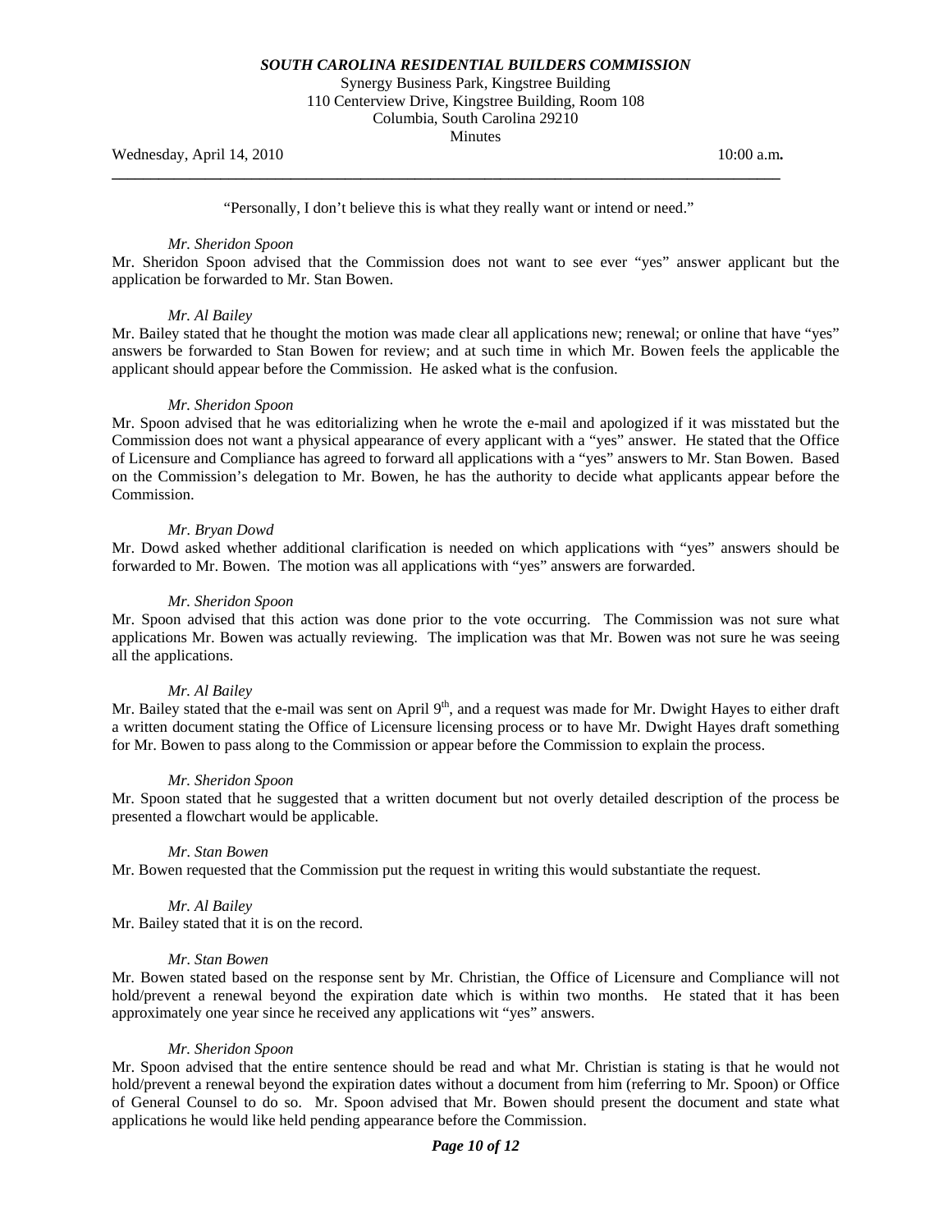"Personally, I don't believe this is what they really want or intend or need."

*Mr. Sheridon Spoon*

Mr. Sheridon Spoon advised that the Commission does not want to see ever "yes" answer applicant but the application be forwarded to Mr. Stan Bowen.

*Mr. Al Bailey*

Mr. Bailey stated that he thought the motion was made clear all applications new; renewal; or online that have "yes" answers be forwarded to Stan Bowen for review; and at such time in which Mr. Bowen feels the applicable the applicant should appear before the Commission. He asked what is the confusion.

*Mr. Sheridon Spoon*

Mr. Spoon advised that he was editorializing when he wrote the e-mail and apologized if it was misstated but the Commission does not want a physical appearance of every applicant with a "yes" answer. He stated that the Office of Licensure and Compliance has agreed to forward all applications with a "yes" answers to Mr. Stan Bowen. Based on the Commission's delegation to Mr. Bowen, he has the authority to decide what applicants appear before the Commission.

*Mr. Bryan Dowd*

Mr. Dowd asked whether additional clarification is needed on which applications with "yes" answers should be forwarded to Mr. Bowen. The motion was all applications with "yes" answers are forwarded.

*Mr. Sheridon Spoon*

Mr. Spoon advised that this action was done prior to the vote occurring. The Commission was not sure what applications Mr. Bowen was actually reviewing. The implication was that Mr. Bowen was not sure he was seeing all the applications.

*Mr. Al Bailey*

Mr. Bailey stated that the e-mail was sent on April 9th, and a request was made for Mr. Dwight Hayes to either draft a written document stating the Office of Licensure licensing process or to have Mr. Dwight Hayes draft something for Mr. Bowen to pass along to the Commission or appear before the Commission to explain the process.

*Mr. Sheridon Spoon*

Mr. Spoon stated that he suggested that a written document but not overly detailed description of the process be presented a flowchart would be applicable.

*Mr. Stan Bowen*

Mr. Bowen requested that the Commission put the request in writing this would substantiate the request.

*Mr. Al Bailey*

Mr. Bailey stated that it is on the record.

*Mr. Stan Bowen*

Mr. Bowen stated based on the response sent by Mr. Christian, the Office of Licensure and Compliance will not hold/prevent a renewal beyond the expiration date which is within two months. He stated that it has been approximately one year since he received any applications wit "yes" answers.

*Mr. Sheridon Spoon*

Mr. Spoon advised that the entire sentence should be read and what Mr. Christian is stating is that he would not hold/prevent a renewal beyond the expiration dates without a document from him (referring to Mr. Spoon) or Office of General Counsel to do so. Mr. Spoon advised that Mr. Bowen should present the document and state what applications he would like held pending appearance before the Commission.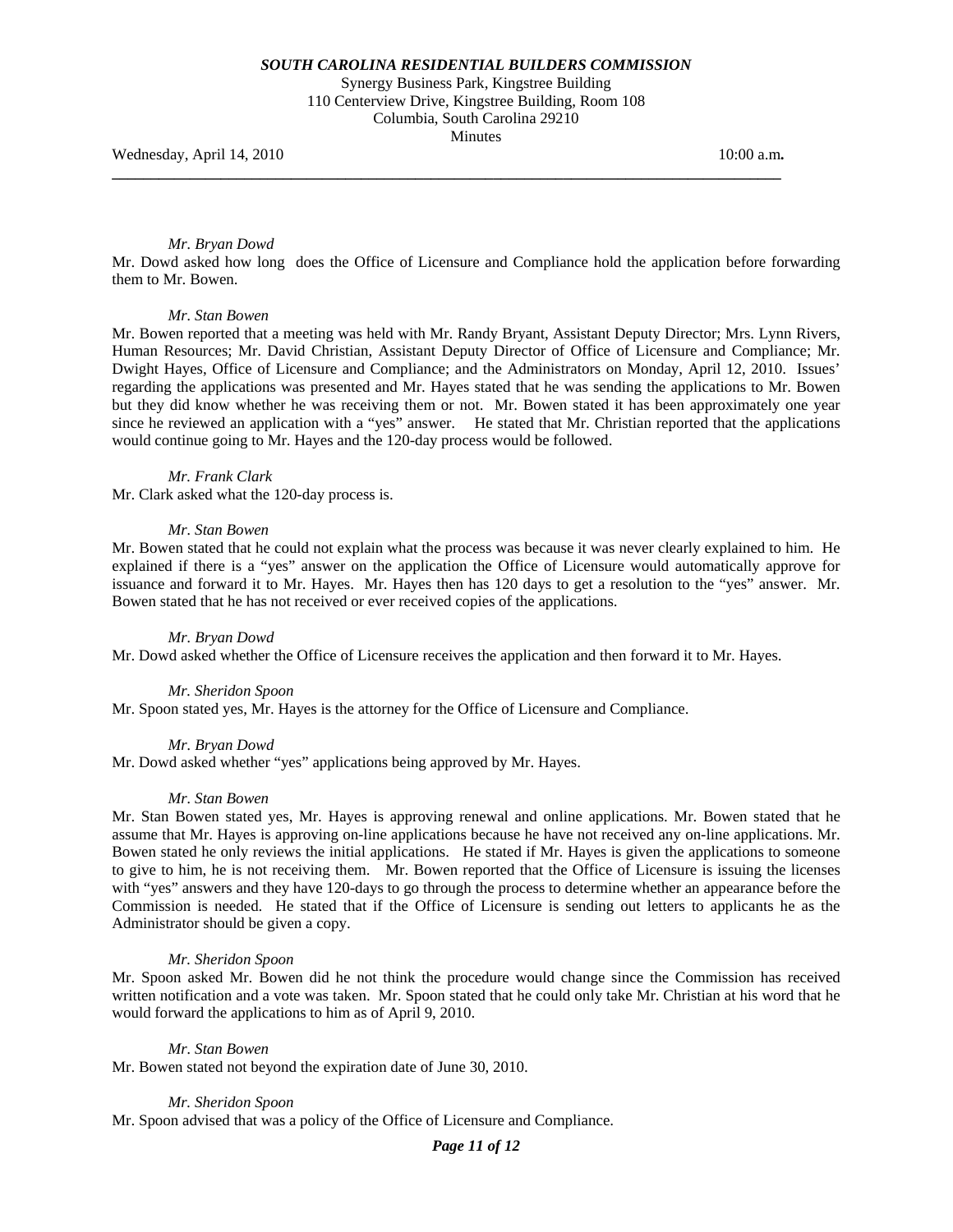*Mr. Bryan Dowd*

Mr. Dowd asked how long does the Office of Licensure and Compliance hold the application before forwarding them to Mr. Bowen.

*Mr. Stan Bowen*

Mr. Bowen reported that a meeting was held with Mr. Randy Bryant, Assistant Deputy Director; Mrs. Lynn Rivers, Human Resources; Mr. David Christian, Assistant Deputy Director of Office of Licensure and Compliance; Mr. Dwight Hayes, Office of Licensure and Compliance; and the Administrators on Monday, April 12, 2010. Issues' regarding the applications was presented and Mr. Hayes stated that he was sending the applications to Mr. Bowen but they did know whether he was receiving them or not. Mr. Bowen stated it has been approximately one year since he reviewed an application with a "yes" answer. He stated that Mr. Christian reported that the applications would continue going to Mr. Hayes and the 120-day process would be followed.

*Mr. Frank Clark*

Mr. Clark asked what the 120-day process is.

*Mr. Stan Bowen*

Mr. Bowen stated that he could not explain what the process was because it was never clearly explained to him. He explained if there is a "yes" answer on the application the Office of Licensure would automatically approve for issuance and forward it to Mr. Hayes. Mr. Hayes then has 120 days to get a resolution to the "yes" answer. Mr. Bowen stated that he has not received or ever received copies of the applications.

*Mr. Bryan Dowd*

Mr. Dowd asked whether the Office of Licensure receives the application and then forward it to Mr. Hayes.

*Mr. Sheridon Spoon*

Mr. Spoon stated yes, Mr. Hayes is the attorney for the Office of Licensure and Compliance.

*Mr. Bryan Dowd*

Mr. Dowd asked whether "yes" applications being approved by Mr. Hayes.

*Mr. Stan Bowen*

Mr. Stan Bowen stated yes, Mr. Hayes is approving renewal and online applications. Mr. Bowen stated that he assume that Mr. Hayes is approving on-line applications because he have not received any on-line applications. Mr. Bowen stated he only reviews the initial applications. He stated if Mr. Hayes is given the applications to someone to give to him, he is not receiving them. Mr. Bowen reported that the Office of Licensure is issuing the licenses with "yes" answers and they have 120-days to go through the process to determine whether an appearance before the Commission is needed. He stated that if the Office of Licensure is sending out letters to applicants he as the Administrator should be given a copy.

*Mr. Sheridon Spoon*

Mr. Spoon asked Mr. Bowen did he not think the procedure would change since the Commission has received written notification and a vote was taken. Mr. Spoon stated that he could only take Mr. Christian at his word that he would forward the applications to him as of April 9, 2010.

*Mr. Stan Bowen*

Mr. Bowen stated not beyond the expiration date of June 30, 2010.

*Mr. Sheridon Spoon*

Mr. Spoon advised that was a policy of the Office of Licensure and Compliance.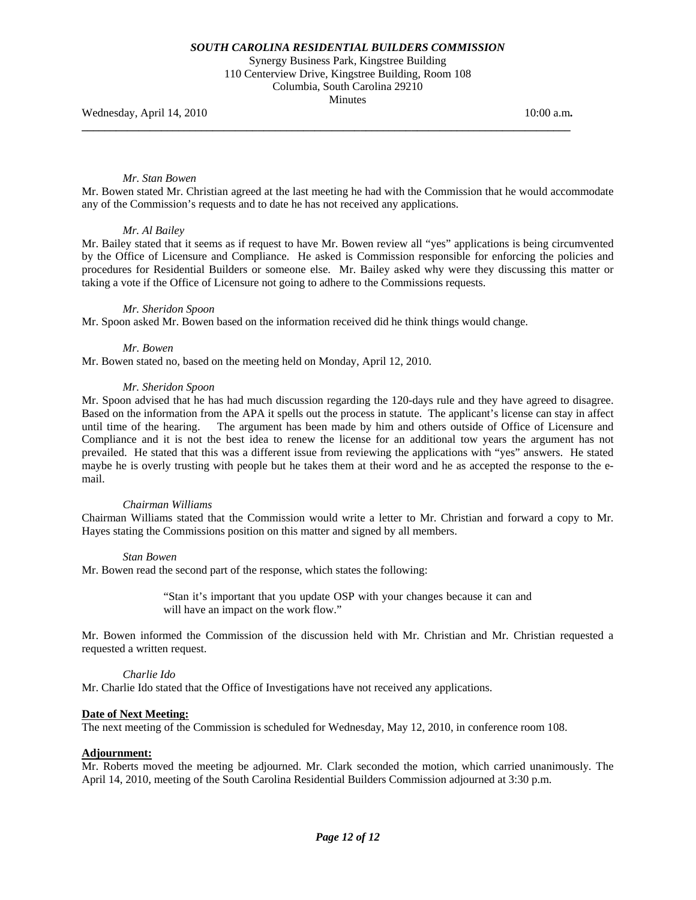*Mr. Stan Bowen*

Mr. Bowen stated Mr. Christian agreed at the last meeting he had with the Commission that he would accommodate any of the Commission's requests and to date he has not received any applications.

*Mr. Al Bailey*

Mr. Bailey stated that it seems as if request to have Mr. Bowen review all "yes" applications is being circumvented by the Office of Licensure and Compliance. He asked is Commission responsible for enforcing the policies and procedures for Residential Builders or someone else. Mr. Bailey asked why were they discussing this matter or taking a vote if the Office of Licensure not going to adhere to the Commissions requests.

*Mr. Sheridon Spoon*

Mr. Spoon asked Mr. Bowen based on the information received did he think things would change.

*Mr. Bowen*

Mr. Bowen stated no, based on the meeting held on Monday, April 12, 2010.

*Mr. Sheridon Spoon*

Mr. Spoon advised that he has had much discussion regarding the 120-days rule and they have agreed to disagree. Based on the information from the APA it spells out the process in statute. The applicant's license can stay in affect until time of the hearing. The argument has been made by him and others outside of Office of Licensure and Compliance and it is not the best idea to renew the license for an additional tow years the argument has not prevailed. He stated that this was a different issue from reviewing the applications with "yes" answers. He stated maybe he is overly trusting with people but he takes them at their word and he as accepted the response to the e-mail.

*Chairman Williams*

Chairman Williams stated that the Commission would write a letter to Mr. Christian and forward a copy to Mr. Hayes stating the Commissions position on this matter and signed by all members.

*Stan Bowen*

Mr. Bowen read the second part of the response, which states the following:

> "Stan it's important that you update OSP with your changes because it can and will have an impact on the work flow."

Mr. Bowen informed the Commission of the discussion held with Mr. Christian and Mr. Christian requested a requested a written request.

*Charlie Ido*

Mr. Charlie Ido stated that the Office of Investigations have not received any applications.

**Date of Next Meeting:**

The next meeting of the Commission is scheduled for Wednesday, May 12, 2010, in conference room 108.

**Adjournment:**

Mr. Roberts moved the meeting be adjourned. Mr. Clark seconded the motion, which carried unanimously. The April 14, 2010, meeting of the South Carolina Residential Builders Commission adjourned at 3:30 p.m.